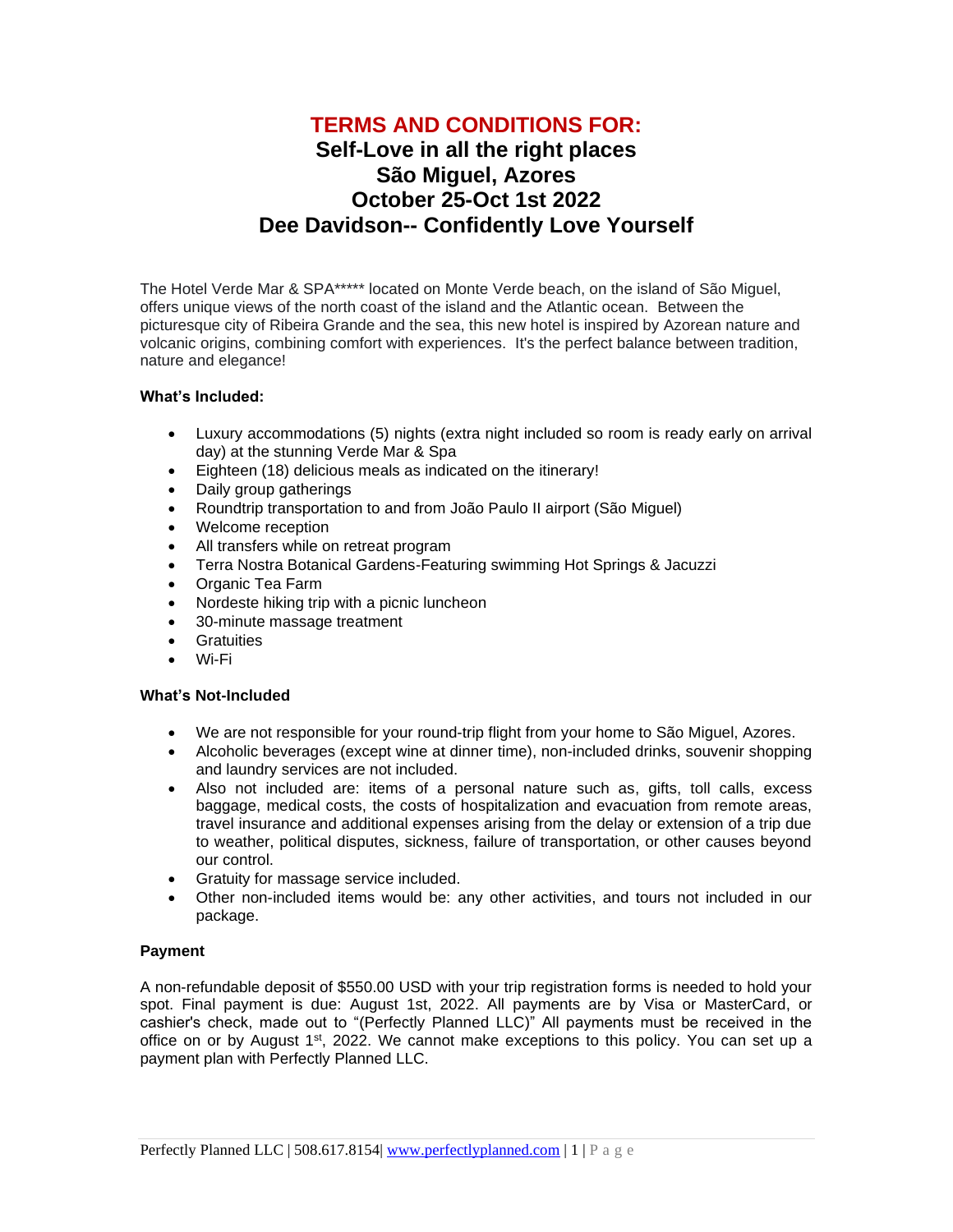# TERMS AND CONDITIONS FOR:

## Self-Love in all the right places
## São Miguel, Azores
## October 25-Oct 1st 2022
## Dee Davidson-- Confidently Love Yourself

The Hotel Verde Mar & SPA***** located on Monte Verde beach, on the island of São Miguel, offers unique views of the north coast of the island and the Atlantic ocean. Between the picturesque city of Ribeira Grande and the sea, this new hotel is inspired by Azorean nature and volcanic origins, combining comfort with experiences. It's the perfect balance between tradition, nature and elegance!

**What's Included:**

- Luxury accommodations (5) nights (extra night included so room is ready early on arrival day) at the stunning Verde Mar & Spa
- Eighteen (18) delicious meals as indicated on the itinerary!
- Daily group gatherings
- Roundtrip transportation to and from João Paulo II airport (São Miguel)
- Welcome reception
- All transfers while on retreat program
- Terra Nostra Botanical Gardens-Featuring swimming Hot Springs & Jacuzzi
- Organic Tea Farm
- Nordeste hiking trip with a picnic luncheon
- 30-minute massage treatment
- Gratuities
- Wi-Fi

**What's Not-Included**

- We are not responsible for your round-trip flight from your home to São Miguel, Azores.
- Alcoholic beverages (except wine at dinner time), non-included drinks, souvenir shopping and laundry services are not included.
- Also not included are: items of a personal nature such as, gifts, toll calls, excess baggage, medical costs, the costs of hospitalization and evacuation from remote areas, travel insurance and additional expenses arising from the delay or extension of a trip due to weather, political disputes, sickness, failure of transportation, or other causes beyond our control.
- Gratuity for massage service included.
- Other non-included items would be: any other activities, and tours not included in our package.

**Payment**

A non-refundable deposit of $550.00 USD with your trip registration forms is needed to hold your spot. Final payment is due: August 1st, 2022. All payments are by Visa or MasterCard, or cashier's check, made out to "(Perfectly Planned LLC)" All payments must be received in the office on or by August 1st, 2022. We cannot make exceptions to this policy. You can set up a payment plan with Perfectly Planned LLC.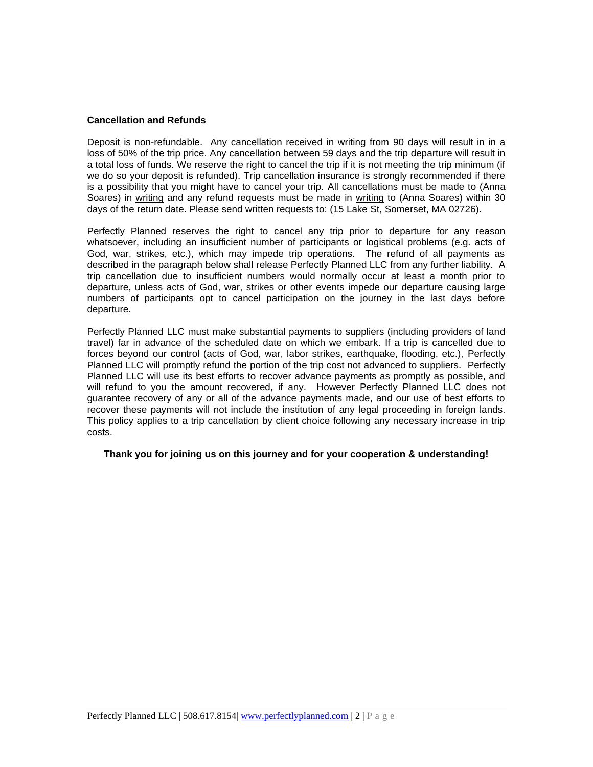**Cancellation and Refunds**

Deposit is non-refundable. Any cancellation received in writing from 90 days will result in in a loss of 50% of the trip price. Any cancellation between 59 days and the trip departure will result in a total loss of funds. We reserve the right to cancel the trip if it is not meeting the trip minimum (if we do so your deposit is refunded). Trip cancellation insurance is strongly recommended if there is a possibility that you might have to cancel your trip. All cancellations must be made to (Anna Soares) in writing and any refund requests must be made in writing to (Anna Soares) within 30 days of the return date. Please send written requests to: (15 Lake St, Somerset, MA 02726).

Perfectly Planned reserves the right to cancel any trip prior to departure for any reason whatsoever, including an insufficient number of participants or logistical problems (e.g. acts of God, war, strikes, etc.), which may impede trip operations. The refund of all payments as described in the paragraph below shall release Perfectly Planned LLC from any further liability. A trip cancellation due to insufficient numbers would normally occur at least a month prior to departure, unless acts of God, war, strikes or other events impede our departure causing large numbers of participants opt to cancel participation on the journey in the last days before departure.

Perfectly Planned LLC must make substantial payments to suppliers (including providers of land travel) far in advance of the scheduled date on which we embark. If a trip is cancelled due to forces beyond our control (acts of God, war, labor strikes, earthquake, flooding, etc.), Perfectly Planned LLC will promptly refund the portion of the trip cost not advanced to suppliers. Perfectly Planned LLC will use its best efforts to recover advance payments as promptly as possible, and will refund to you the amount recovered, if any. However Perfectly Planned LLC does not guarantee recovery of any or all of the advance payments made, and our use of best efforts to recover these payments will not include the institution of any legal proceeding in foreign lands. This policy applies to a trip cancellation by client choice following any necessary increase in trip costs.

**Thank you for joining us on this journey and for your cooperation & understanding!**